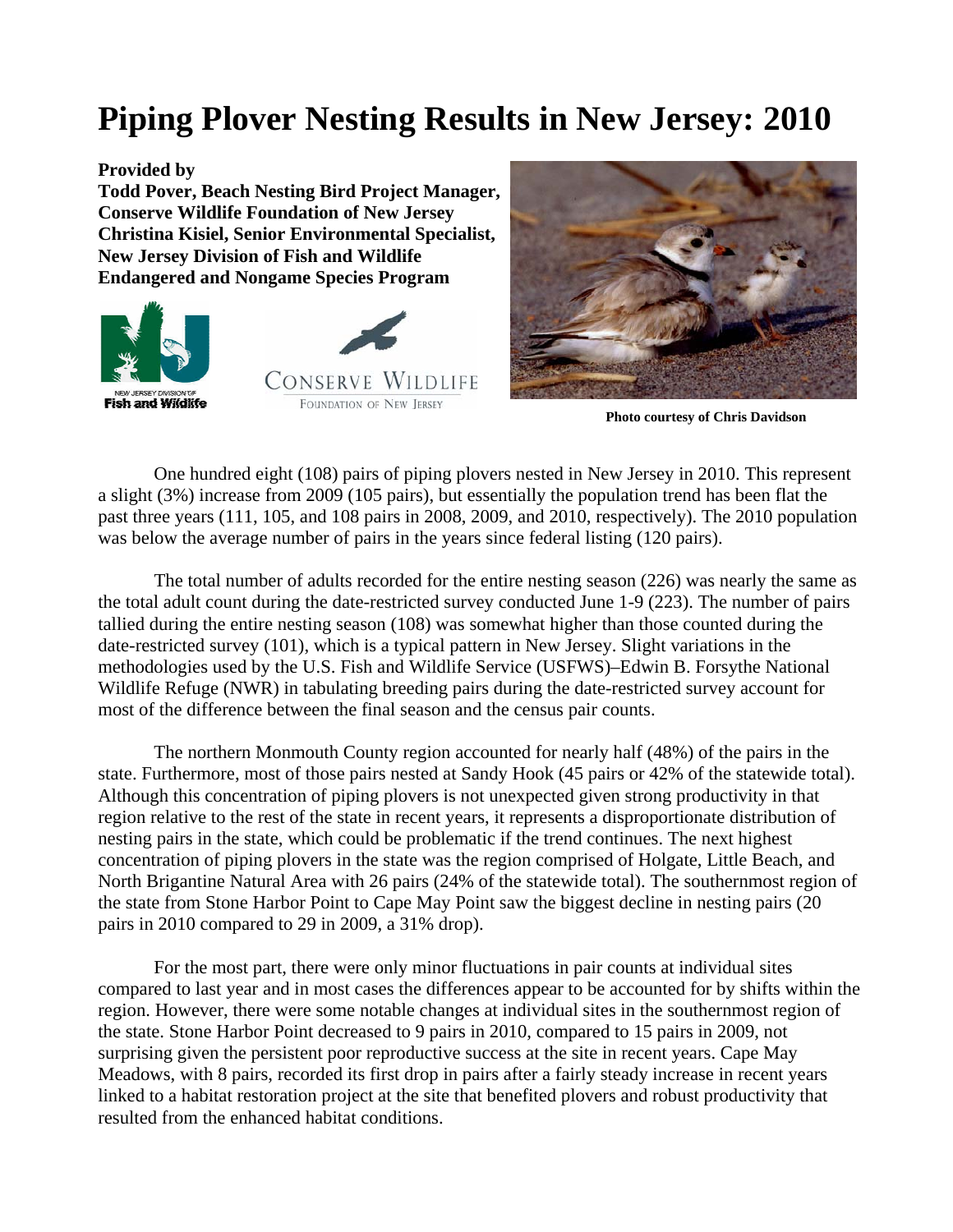# Piping Plover Nesting Results in New Jersey: 2010

**Provided by**
**Todd Pover, Beach Nesting Bird Project Manager, Conserve Wildlife Foundation of New Jersey**
**Christina Kisiel, Senior Environmental Specialist, New Jersey Division of Fish and Wildlife Endangered and Nongame Species Program**

**Photo courtesy of Chris Davidson**

One hundred eight (108) pairs of piping plovers nested in New Jersey in 2010. This represent a slight (3%) increase from 2009 (105 pairs), but essentially the population trend has been flat the past three years (111, 105, and 108 pairs in 2008, 2009, and 2010, respectively). The 2010 population was below the average number of pairs in the years since federal listing (120 pairs).

The total number of adults recorded for the entire nesting season (226) was nearly the same as the total adult count during the date-restricted survey conducted June 1-9 (223). The number of pairs tallied during the entire nesting season (108) was somewhat higher than those counted during the date-restricted survey (101), which is a typical pattern in New Jersey. Slight variations in the methodologies used by the U.S. Fish and Wildlife Service (USFWS)–Edwin B. Forsythe National Wildlife Refuge (NWR) in tabulating breeding pairs during the date-restricted survey account for most of the difference between the final season and the census pair counts.

The northern Monmouth County region accounted for nearly half (48%) of the pairs in the state. Furthermore, most of those pairs nested at Sandy Hook (45 pairs or 42% of the statewide total). Although this concentration of piping plovers is not unexpected given strong productivity in that region relative to the rest of the state in recent years, it represents a disproportionate distribution of nesting pairs in the state, which could be problematic if the trend continues. The next highest concentration of piping plovers in the state was the region comprised of Holgate, Little Beach, and North Brigantine Natural Area with 26 pairs (24% of the statewide total). The southernmost region of the state from Stone Harbor Point to Cape May Point saw the biggest decline in nesting pairs (20 pairs in 2010 compared to 29 in 2009, a 31% drop).

For the most part, there were only minor fluctuations in pair counts at individual sites compared to last year and in most cases the differences appear to be accounted for by shifts within the region. However, there were some notable changes at individual sites in the southernmost region of the state. Stone Harbor Point decreased to 9 pairs in 2010, compared to 15 pairs in 2009, not surprising given the persistent poor reproductive success at the site in recent years. Cape May Meadows, with 8 pairs, recorded its first drop in pairs after a fairly steady increase in recent years linked to a habitat restoration project at the site that benefited plovers and robust productivity that resulted from the enhanced habitat conditions.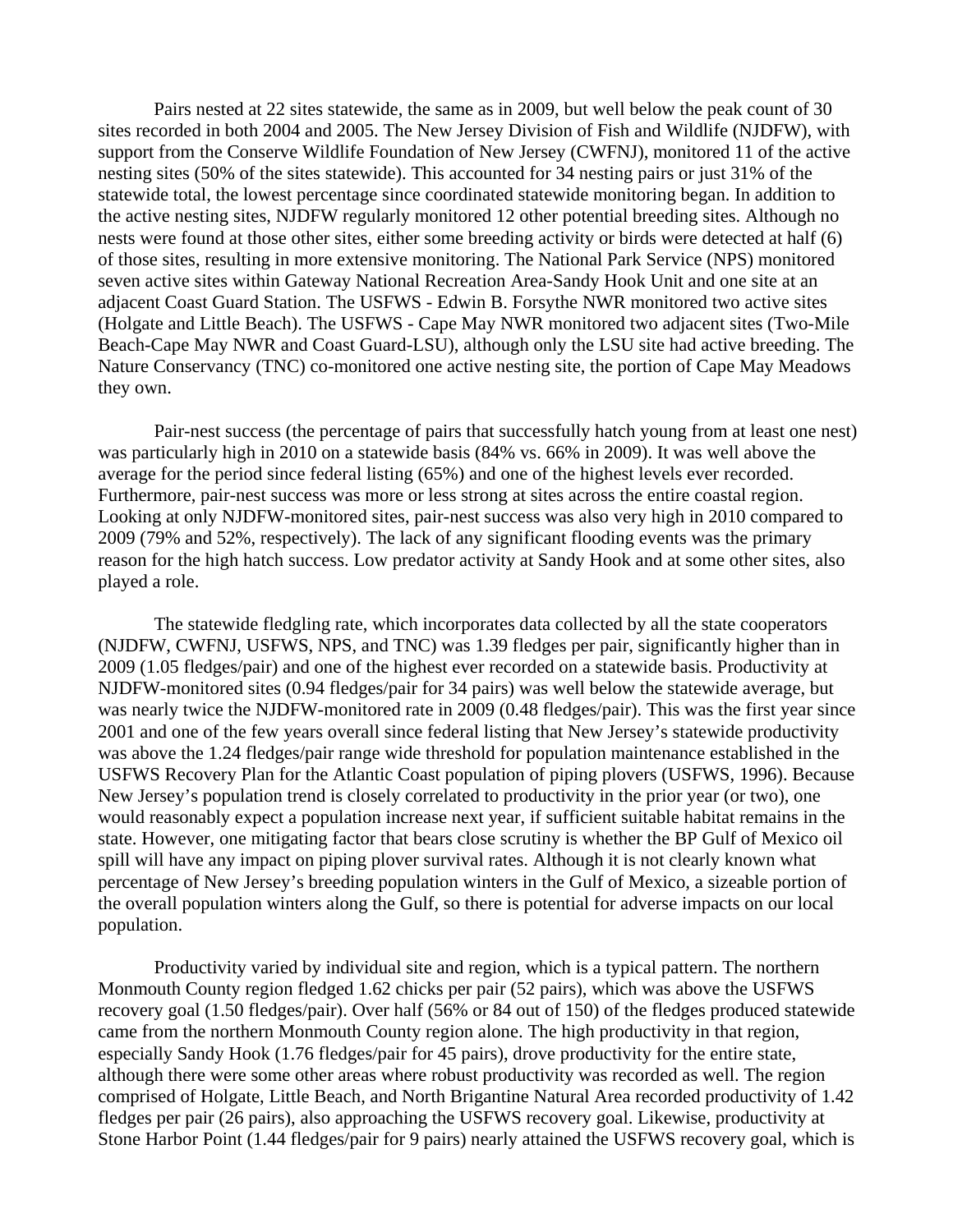Pairs nested at 22 sites statewide, the same as in 2009, but well below the peak count of 30 sites recorded in both 2004 and 2005. The New Jersey Division of Fish and Wildlife (NJDFW), with support from the Conserve Wildlife Foundation of New Jersey (CWFNJ), monitored 11 of the active nesting sites (50% of the sites statewide). This accounted for 34 nesting pairs or just 31% of the statewide total, the lowest percentage since coordinated statewide monitoring began. In addition to the active nesting sites, NJDFW regularly monitored 12 other potential breeding sites. Although no nests were found at those other sites, either some breeding activity or birds were detected at half (6) of those sites, resulting in more extensive monitoring. The National Park Service (NPS) monitored seven active sites within Gateway National Recreation Area-Sandy Hook Unit and one site at an adjacent Coast Guard Station. The USFWS - Edwin B. Forsythe NWR monitored two active sites (Holgate and Little Beach). The USFWS - Cape May NWR monitored two adjacent sites (Two-Mile Beach-Cape May NWR and Coast Guard-LSU), although only the LSU site had active breeding. The Nature Conservancy (TNC) co-monitored one active nesting site, the portion of Cape May Meadows they own.

Pair-nest success (the percentage of pairs that successfully hatch young from at least one nest) was particularly high in 2010 on a statewide basis (84% vs. 66% in 2009). It was well above the average for the period since federal listing (65%) and one of the highest levels ever recorded. Furthermore, pair-nest success was more or less strong at sites across the entire coastal region. Looking at only NJDFW-monitored sites, pair-nest success was also very high in 2010 compared to 2009 (79% and 52%, respectively). The lack of any significant flooding events was the primary reason for the high hatch success. Low predator activity at Sandy Hook and at some other sites, also played a role.

The statewide fledgling rate, which incorporates data collected by all the state cooperators (NJDFW, CWFNJ, USFWS, NPS, and TNC) was 1.39 fledges per pair, significantly higher than in 2009 (1.05 fledges/pair) and one of the highest ever recorded on a statewide basis. Productivity at NJDFW-monitored sites (0.94 fledges/pair for 34 pairs) was well below the statewide average, but was nearly twice the NJDFW-monitored rate in 2009 (0.48 fledges/pair). This was the first year since 2001 and one of the few years overall since federal listing that New Jersey's statewide productivity was above the 1.24 fledges/pair range wide threshold for population maintenance established in the USFWS Recovery Plan for the Atlantic Coast population of piping plovers (USFWS, 1996). Because New Jersey's population trend is closely correlated to productivity in the prior year (or two), one would reasonably expect a population increase next year, if sufficient suitable habitat remains in the state. However, one mitigating factor that bears close scrutiny is whether the BP Gulf of Mexico oil spill will have any impact on piping plover survival rates. Although it is not clearly known what percentage of New Jersey's breeding population winters in the Gulf of Mexico, a sizeable portion of the overall population winters along the Gulf, so there is potential for adverse impacts on our local population.

Productivity varied by individual site and region, which is a typical pattern. The northern Monmouth County region fledged 1.62 chicks per pair (52 pairs), which was above the USFWS recovery goal (1.50 fledges/pair). Over half (56% or 84 out of 150) of the fledges produced statewide came from the northern Monmouth County region alone. The high productivity in that region, especially Sandy Hook (1.76 fledges/pair for 45 pairs), drove productivity for the entire state, although there were some other areas where robust productivity was recorded as well. The region comprised of Holgate, Little Beach, and North Brigantine Natural Area recorded productivity of 1.42 fledges per pair (26 pairs), also approaching the USFWS recovery goal. Likewise, productivity at Stone Harbor Point (1.44 fledges/pair for 9 pairs) nearly attained the USFWS recovery goal, which is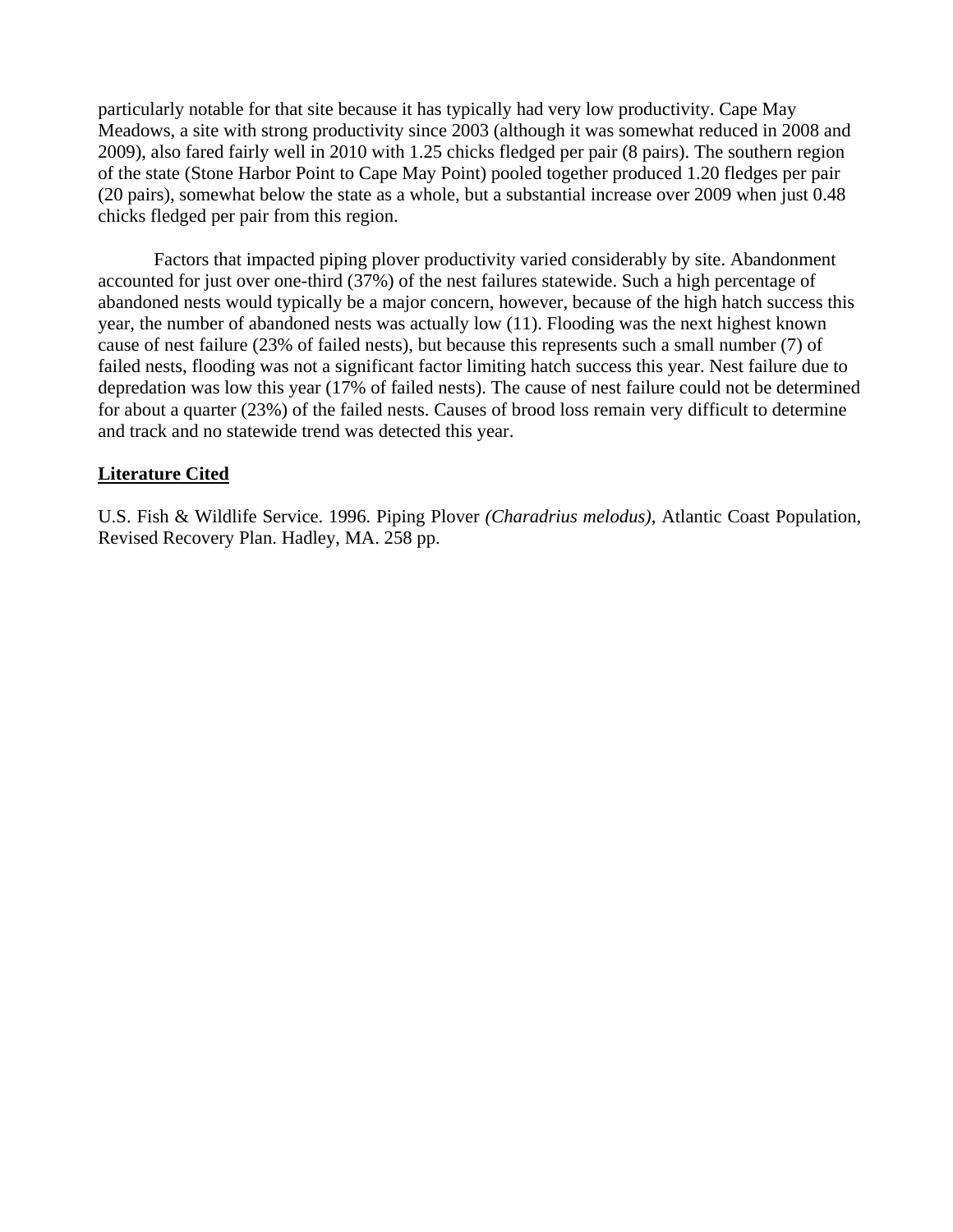particularly notable for that site because it has typically had very low productivity. Cape May Meadows, a site with strong productivity since 2003 (although it was somewhat reduced in 2008 and 2009), also fared fairly well in 2010 with 1.25 chicks fledged per pair (8 pairs). The southern region of the state (Stone Harbor Point to Cape May Point) pooled together produced 1.20 fledges per pair (20 pairs), somewhat below the state as a whole, but a substantial increase over 2009 when just 0.48 chicks fledged per pair from this region.

Factors that impacted piping plover productivity varied considerably by site. Abandonment accounted for just over one-third (37%) of the nest failures statewide. Such a high percentage of abandoned nests would typically be a major concern, however, because of the high hatch success this year, the number of abandoned nests was actually low (11). Flooding was the next highest known cause of nest failure (23% of failed nests), but because this represents such a small number (7) of failed nests, flooding was not a significant factor limiting hatch success this year. Nest failure due to depredation was low this year (17% of failed nests). The cause of nest failure could not be determined for about a quarter (23%) of the failed nests. Causes of brood loss remain very difficult to determine and track and no statewide trend was detected this year.

**<u>Literature Cited</u>**

U.S. Fish & Wildlife Service. 1996. Piping Plover *(Charadrius melodus)*, Atlantic Coast Population, Revised Recovery Plan. Hadley, MA. 258 pp.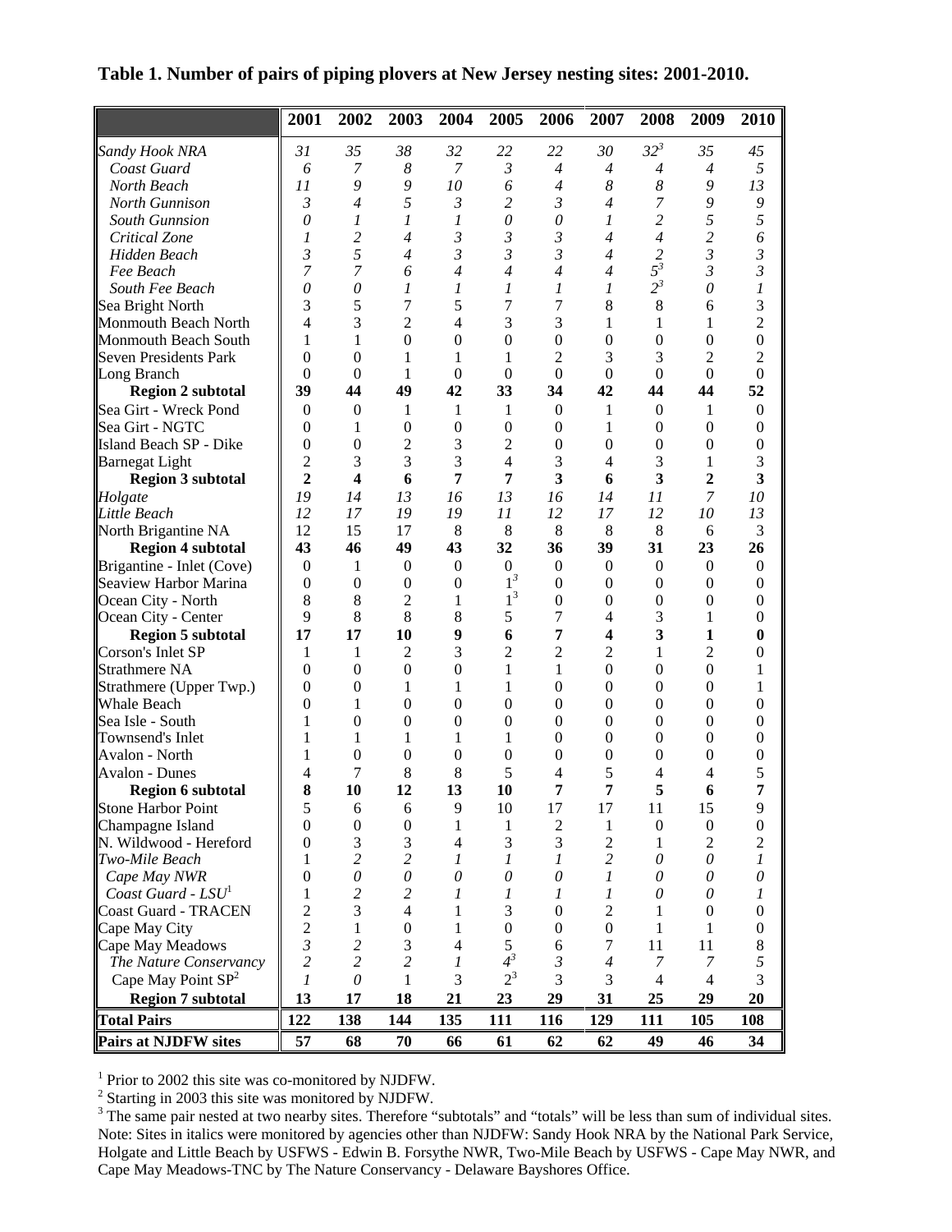**Table 1. Number of pairs of piping plovers at New Jersey nesting sites: 2001-2010.**

| | 2001 | 2002 | 2003 | 2004 | 2005 | 2006 | 2007 | 2008 | 2009 | 2010 |
|---|---|---|---|---|---|---|---|---|---|---|
| *Sandy Hook NRA* | *31* | *35* | *38* | *32* | *22* | *22* | *30* | *32*[3] | *35* | *45* |
| *Coast Guard* | *6* | *7* | *8* | *7* | *3* | *4* | *4* | *4* | *4* | *5* |
| *North Beach* | *11* | *9* | *9* | *10* | *6* | *4* | *8* | *8* | *9* | *13* |
| *North Gunnison* | *3* | *4* | *5* | *3* | *2* | *3* | *4* | *7* | *9* | *9* |
| *South Gunnsion* | *0* | *1* | *1* | *1* | *0* | *0* | *1* | *2* | *5* | *5* |
| *Critical Zone* | *1* | *2* | *4* | *3* | *3* | *3* | *4* | *4* | *2* | *6* |
| *Hidden Beach* | *3* | *5* | *4* | *3* | *3* | *3* | *4* | *2* | *3* | *3* |
| *Fee Beach* | *7* | *7* | *6* | *4* | *4* | *4* | *4* | *5*[3] | *3* | *3* |
| *South Fee Beach* | *0* | *0* | *1* | *1* | *1* | *1* | *1* | *2*[3] | *0* | *1* |
| Sea Bright North | 3 | 5 | 7 | 5 | 7 | 7 | 8 | 8 | 6 | 3 |
| Monmouth Beach North | 4 | 3 | 2 | 4 | 3 | 3 | 1 | 1 | 1 | 2 |
| Monmouth Beach South | 1 | 1 | 0 | 0 | 0 | 0 | 0 | 0 | 0 | 0 |
| Seven Presidents Park | 0 | 0 | 1 | 1 | 1 | 2 | 3 | 3 | 2 | 2 |
| Long Branch | 0 | 0 | 1 | 0 | 0 | 0 | 0 | 0 | 0 | 0 |
| **Region 2 subtotal** | **39** | **44** | **49** | **42** | **33** | **34** | **42** | **44** | **44** | **52** |
| Sea Girt - Wreck Pond | 0 | 0 | 1 | 1 | 1 | 0 | 1 | 0 | 1 | 0 |
| Sea Girt - NGTC | 0 | 1 | 0 | 0 | 0 | 0 | 1 | 0 | 0 | 0 |
| Island Beach SP - Dike | 0 | 0 | 2 | 3 | 2 | 0 | 0 | 0 | 0 | 0 |
| Barnegat Light | 2 | 3 | 3 | 3 | 4 | 3 | 4 | 3 | 1 | 3 |
| **Region 3 subtotal** | **2** | **4** | **6** | **7** | **7** | **3** | **6** | **3** | **2** | **3** |
| *Holgate* | *19* | *14* | *13* | *16* | *13* | *16* | *14* | *11* | *7* | *10* |
| *Little Beach* | *12* | *17* | *19* | *19* | *11* | *12* | *17* | *12* | *10* | *13* |
| North Brigantine NA | 12 | 15 | 17 | 8 | 8 | 8 | 8 | 8 | 6 | 3 |
| **Region 4 subtotal** | **43** | **46** | **49** | **43** | **32** | **36** | **39** | **31** | **23** | **26** |
| Brigantine - Inlet (Cove) | 0 | 1 | 0 | 0 | 0 | 0 | 0 | 0 | 0 | 0 |
| Seaview Harbor Marina | 0 | 0 | 0 | 0 | 1[3] | 0 | 0 | 0 | 0 | 0 |
| Ocean City - North | 8 | 8 | 2 | 1 | 1[3] | 0 | 0 | 0 | 0 | 0 |
| Ocean City - Center | 9 | 8 | 8 | 8 | 5 | 7 | 4 | 3 | 1 | 0 |
| **Region 5 subtotal** | **17** | **17** | **10** | **9** | **6** | **7** | **4** | **3** | **1** | **0** |
| Corson's Inlet SP | 1 | 1 | 2 | 3 | 2 | 2 | 2 | 1 | 2 | 0 |
| Strathmere NA | 0 | 0 | 0 | 0 | 1 | 1 | 0 | 0 | 0 | 1 |
| Strathmere (Upper Twp.) | 0 | 0 | 1 | 1 | 1 | 0 | 0 | 0 | 0 | 1 |
| Whale Beach | 0 | 1 | 0 | 0 | 0 | 0 | 0 | 0 | 0 | 0 |
| Sea Isle - South | 1 | 0 | 0 | 0 | 0 | 0 | 0 | 0 | 0 | 0 |
| Townsend's Inlet | 1 | 1 | 1 | 1 | 1 | 0 | 0 | 0 | 0 | 0 |
| Avalon - North | 1 | 0 | 0 | 0 | 0 | 0 | 0 | 0 | 0 | 0 |
| Avalon - Dunes | 4 | 7 | 8 | 8 | 5 | 4 | 5 | 4 | 4 | 5 |
| **Region 6 subtotal** | **8** | **10** | **12** | **13** | **10** | **7** | **7** | **5** | **6** | **7** |
| Stone Harbor Point | 5 | 6 | 6 | 9 | 10 | 17 | 17 | 11 | 15 | 9 |
| Champagne Island | 0 | 0 | 0 | 1 | 1 | 2 | 1 | 0 | 0 | 0 |
| N. Wildwood - Hereford | 0 | 3 | 3 | 4 | 3 | 3 | 2 | 1 | 2 | 2 |
| *Two-Mile Beach* | 1 | *2* | *2* | *1* | *1* | *1* | *2* | *0* | *0* | *1* |
| *Cape May NWR* | 0 | *0* | *0* | *0* | *0* | *0* | *1* | *0* | *0* | *0* |
| *Coast Guard - LSU*[1] | 1 | *2* | *2* | *1* | *1* | *1* | *1* | *0* | *0* | *1* |
| Coast Guard - TRACEN | 2 | 3 | 4 | 1 | 3 | 0 | 2 | 1 | 0 | 0 |
| Cape May City | 2 | 1 | 0 | 1 | 0 | 0 | 0 | 1 | 1 | 0 |
| Cape May Meadows | *3* | *2* | 3 | 4 | 5 | 6 | 7 | 11 | 11 | 8 |
| *The Nature Conservancy* | *2* | *2* | *2* | *1* | *4*[3] | *3* | *4* | *7* | *7* | *5* |
| Cape May Point SP[2] | *1* | *0* | 1 | 3 | 2[3] | 3 | 3 | 4 | 4 | 3 |
| **Region 7 subtotal** | **13** | **17** | **18** | **21** | **23** | **29** | **31** | **25** | **29** | **20** |
| **Total Pairs** | **122** | **138** | **144** | **135** | **111** | **116** | **129** | **111** | **105** | **108** |
| **Pairs at NJDFW sites** | **57** | **68** | **70** | **66** | **61** | **62** | **62** | **49** | **46** | **34** |

[1] Prior to 2002 this site was co-monitored by NJDFW.

[2] Starting in 2003 this site was monitored by NJDFW.

[3] The same pair nested at two nearby sites. Therefore "subtotals" and "totals" will be less than sum of individual sites.

Note: Sites in italics were monitored by agencies other than NJDFW: Sandy Hook NRA by the National Park Service, Holgate and Little Beach by USFWS - Edwin B. Forsythe NWR, Two-Mile Beach by USFWS - Cape May NWR, and Cape May Meadows-TNC by The Nature Conservancy - Delaware Bayshores Office.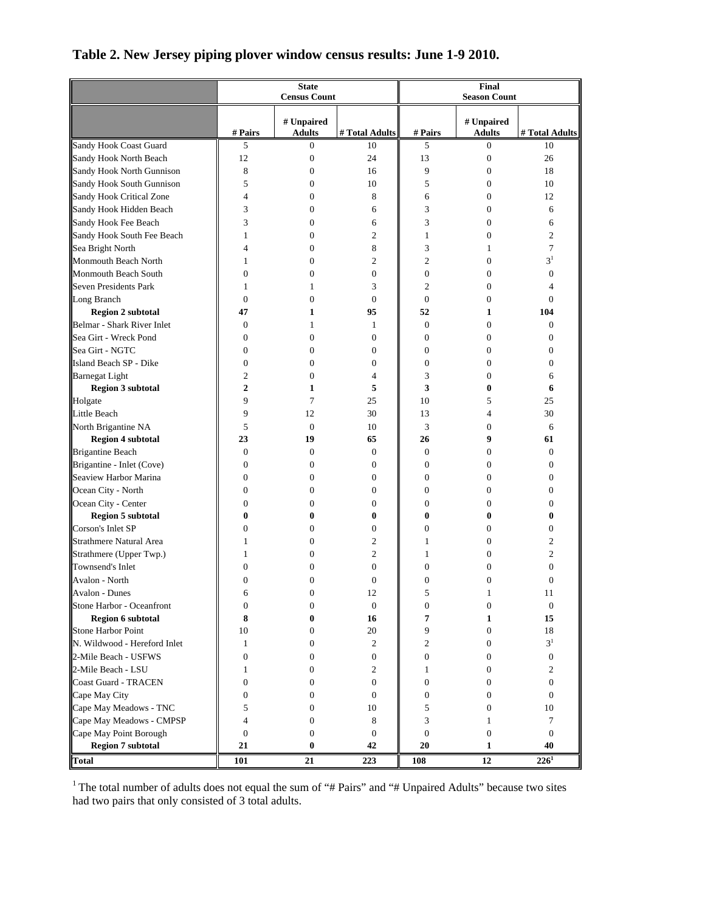# Table 2. New Jersey piping plover window census results: June 1-9 2010.

| | State Census Count | | | Final Season Count | | |
|---|---|---|---|---|---|---|
| | # Pairs | # Unpaired Adults | # Total Adults | # Pairs | # Unpaired Adults | # Total Adults |
| Sandy Hook Coast Guard | 5 | 0 | 10 | 5 | 0 | 10 |
| Sandy Hook North Beach | 12 | 0 | 24 | 13 | 0 | 26 |
| Sandy Hook North Gunnison | 8 | 0 | 16 | 9 | 0 | 18 |
| Sandy Hook South Gunnison | 5 | 0 | 10 | 5 | 0 | 10 |
| Sandy Hook Critical Zone | 4 | 0 | 8 | 6 | 0 | 12 |
| Sandy Hook Hidden Beach | 3 | 0 | 6 | 3 | 0 | 6 |
| Sandy Hook Fee Beach | 3 | 0 | 6 | 3 | 0 | 6 |
| Sandy Hook South Fee Beach | 1 | 0 | 2 | 1 | 0 | 2 |
| Sea Bright North | 4 | 0 | 8 | 3 | 1 | 7 |
| Monmouth Beach North | 1 | 0 | 2 | 2 | 0 | 3[1] |
| Monmouth Beach South | 0 | 0 | 0 | 0 | 0 | 0 |
| Seven Presidents Park | 1 | 1 | 3 | 2 | 0 | 4 |
| Long Branch | 0 | 0 | 0 | 0 | 0 | 0 |
| **Region 2 subtotal** | **47** | **1** | **95** | **52** | **1** | **104** |
| Belmar - Shark River Inlet | 0 | 1 | 1 | 0 | 0 | 0 |
| Sea Girt - Wreck Pond | 0 | 0 | 0 | 0 | 0 | 0 |
| Sea Girt - NGTC | 0 | 0 | 0 | 0 | 0 | 0 |
| Island Beach SP - Dike | 0 | 0 | 0 | 0 | 0 | 0 |
| Barnegat Light | 2 | 0 | 4 | 3 | 0 | 6 |
| **Region 3 subtotal** | **2** | **1** | **5** | **3** | **0** | **6** |
| Holgate | 9 | 7 | 25 | 10 | 5 | 25 |
| Little Beach | 9 | 12 | 30 | 13 | 4 | 30 |
| North Brigantine NA | 5 | 0 | 10 | 3 | 0 | 6 |
| **Region 4 subtotal** | **23** | **19** | **65** | **26** | **9** | **61** |
| Brigantine Beach | 0 | 0 | 0 | 0 | 0 | 0 |
| Brigantine - Inlet (Cove) | 0 | 0 | 0 | 0 | 0 | 0 |
| Seaview Harbor Marina | 0 | 0 | 0 | 0 | 0 | 0 |
| Ocean City - North | 0 | 0 | 0 | 0 | 0 | 0 |
| Ocean City - Center | 0 | 0 | 0 | 0 | 0 | 0 |
| **Region 5 subtotal** | **0** | **0** | **0** | **0** | **0** | **0** |
| Corson's Inlet SP | 0 | 0 | 0 | 0 | 0 | 0 |
| Strathmere Natural Area | 1 | 0 | 2 | 1 | 0 | 2 |
| Strathmere (Upper Twp.) | 1 | 0 | 2 | 1 | 0 | 2 |
| Townsend's Inlet | 0 | 0 | 0 | 0 | 0 | 0 |
| Avalon - North | 0 | 0 | 0 | 0 | 0 | 0 |
| Avalon - Dunes | 6 | 0 | 12 | 5 | 1 | 11 |
| Stone Harbor - Oceanfront | 0 | 0 | 0 | 0 | 0 | 0 |
| **Region 6 subtotal** | **8** | **0** | **16** | **7** | **1** | **15** |
| Stone Harbor Point | 10 | 0 | 20 | 9 | 0 | 18 |
| N. Wildwood - Hereford Inlet | 1 | 0 | 2 | 2 | 0 | 3[1] |
| 2-Mile Beach - USFWS | 0 | 0 | 0 | 0 | 0 | 0 |
| 2-Mile Beach - LSU | 1 | 0 | 2 | 1 | 0 | 2 |
| Coast Guard - TRACEN | 0 | 0 | 0 | 0 | 0 | 0 |
| Cape May City | 0 | 0 | 0 | 0 | 0 | 0 |
| Cape May Meadows - TNC | 5 | 0 | 10 | 5 | 0 | 10 |
| Cape May Meadows - CMPSP | 4 | 0 | 8 | 3 | 1 | 7 |
| Cape May Point Borough | 0 | 0 | 0 | 0 | 0 | 0 |
| **Region 7 subtotal** | **21** | **0** | **42** | **20** | **1** | **40** |
| **Total** | **101** | **21** | **223** | **108** | **12** | **226[1]** |

[1] The total number of adults does not equal the sum of "# Pairs" and "# Unpaired Adults" because two sites had two pairs that only consisted of 3 total adults.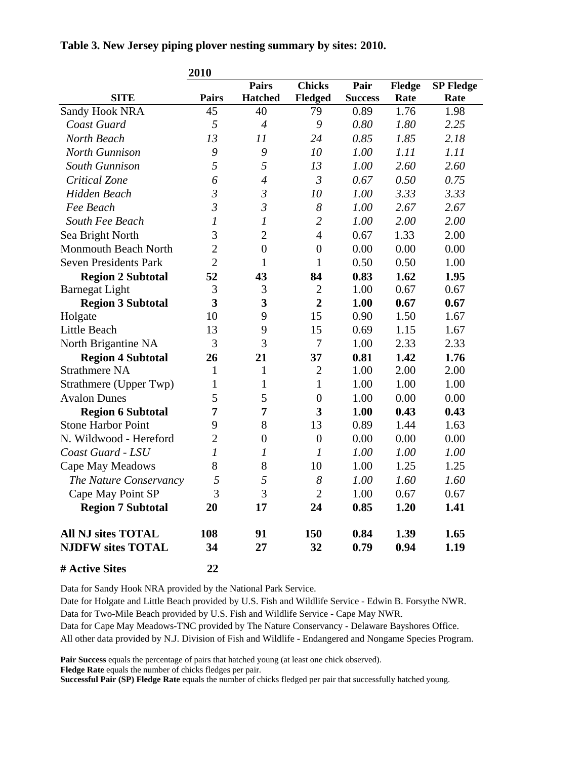**Table 3. New Jersey piping plover nesting summary by sites: 2010.**

| | 2010 | | | | | |
|---|---|---|---|---|---|---|
| **SITE** | **Pairs** | **Pairs Hatched** | **Chicks Fledged** | **Pair Success** | **Fledge Rate** | **SP Fledge Rate** |
| Sandy Hook NRA | 45 | 40 | 79 | 0.89 | 1.76 | 1.98 |
| *Coast Guard* | *5* | *4* | *9* | *0.80* | *1.80* | *2.25* |
| *North Beach* | *13* | *11* | *24* | *0.85* | *1.85* | *2.18* |
| *North Gunnison* | *9* | *9* | *10* | *1.00* | *1.11* | *1.11* |
| *South Gunnison* | *5* | *5* | *13* | *1.00* | *2.60* | *2.60* |
| *Critical Zone* | *6* | *4* | *3* | *0.67* | *0.50* | *0.75* |
| *Hidden Beach* | *3* | *3* | *10* | *1.00* | *3.33* | *3.33* |
| *Fee Beach* | *3* | *3* | *8* | *1.00* | *2.67* | *2.67* |
| *South Fee Beach* | *1* | *1* | *2* | *1.00* | *2.00* | *2.00* |
| Sea Bright North | 3 | 2 | 4 | 0.67 | 1.33 | 2.00 |
| Monmouth Beach North | 2 | 0 | 0 | 0.00 | 0.00 | 0.00 |
| Seven Presidents Park | 2 | 1 | 1 | 0.50 | 0.50 | 1.00 |
| **Region 2 Subtotal** | **52** | **43** | **84** | **0.83** | **1.62** | **1.95** |
| Barnegat Light | 3 | 3 | 2 | 1.00 | 0.67 | 0.67 |
| **Region 3 Subtotal** | **3** | **3** | **2** | **1.00** | **0.67** | **0.67** |
| Holgate | 10 | 9 | 15 | 0.90 | 1.50 | 1.67 |
| Little Beach | 13 | 9 | 15 | 0.69 | 1.15 | 1.67 |
| North Brigantine NA | 3 | 3 | 7 | 1.00 | 2.33 | 2.33 |
| **Region 4 Subtotal** | **26** | **21** | **37** | **0.81** | **1.42** | **1.76** |
| Strathmere NA | 1 | 1 | 2 | 1.00 | 2.00 | 2.00 |
| Strathmere (Upper Twp) | 1 | 1 | 1 | 1.00 | 1.00 | 1.00 |
| Avalon Dunes | 5 | 5 | 0 | 1.00 | 0.00 | 0.00 |
| **Region 6 Subtotal** | **7** | **7** | **3** | **1.00** | **0.43** | **0.43** |
| Stone Harbor Point | 9 | 8 | 13 | 0.89 | 1.44 | 1.63 |
| N. Wildwood - Hereford | 2 | 0 | 0 | 0.00 | 0.00 | 0.00 |
| *Coast Guard - LSU* | *1* | *1* | *1* | *1.00* | *1.00* | *1.00* |
| Cape May Meadows | 8 | 8 | 10 | 1.00 | 1.25 | 1.25 |
| *The Nature Conservancy* | *5* | *5* | *8* | *1.00* | *1.60* | *1.60* |
| Cape May Point SP | 3 | 3 | 2 | 1.00 | 0.67 | 0.67 |
| **Region 7 Subtotal** | **20** | **17** | **24** | **0.85** | **1.20** | **1.41** |
| | | | | | | |
| **All NJ sites TOTAL** | **108** | **91** | **150** | **0.84** | **1.39** | **1.65** |
| **NJDFW sites TOTAL** | **34** | **27** | **32** | **0.79** | **0.94** | **1.19** |
| | | | | | | |
| **# Active Sites** | **22** | | | | | |

Data for Sandy Hook NRA provided by the National Park Service.
Date for Holgate and Little Beach provided by U.S. Fish and Wildlife Service - Edwin B. Forsythe NWR.
Data for Two-Mile Beach provided by U.S. Fish and Wildlife Service - Cape May NWR.
Data for Cape May Meadows-TNC provided by The Nature Conservancy - Delaware Bayshores Office.
All other data provided by N.J. Division of Fish and Wildlife - Endangered and Nongame Species Program.

**Pair Success** equals the percentage of pairs that hatched young (at least one chick observed).
**Fledge Rate** equals the number of chicks fledges per pair.
**Successful Pair (SP) Fledge Rate** equals the number of chicks fledged per pair that successfully hatched young.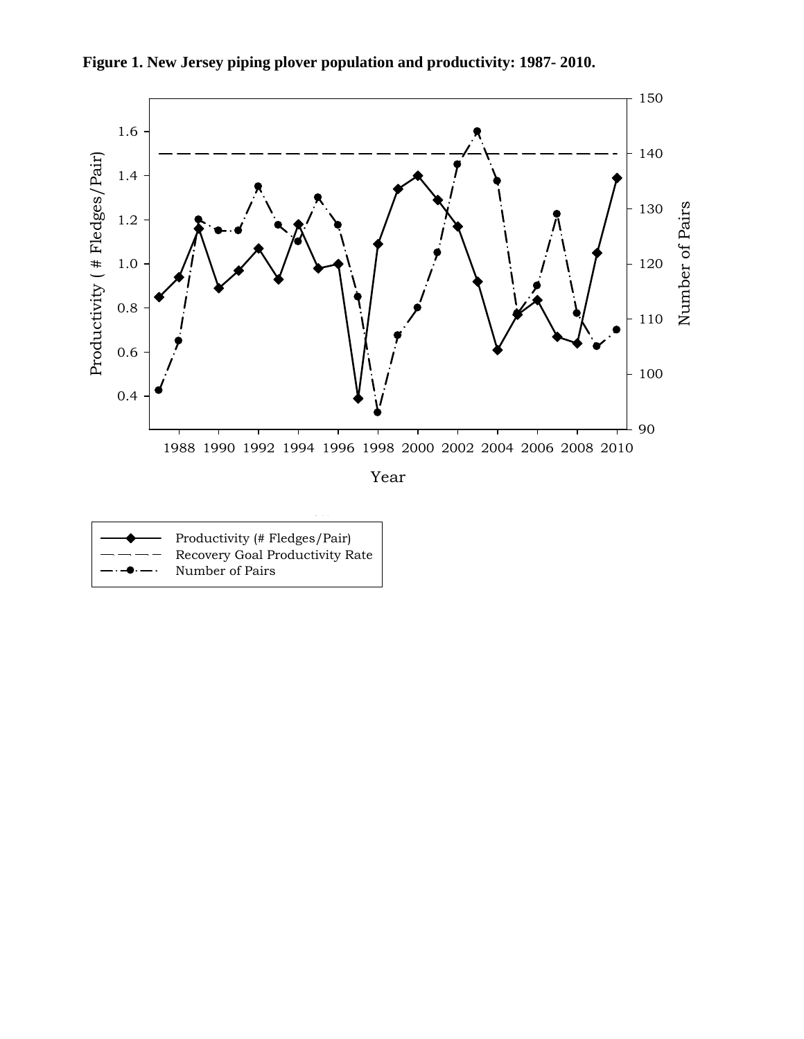**Figure 1. New Jersey piping plover population and productivity: 1987- 2010.**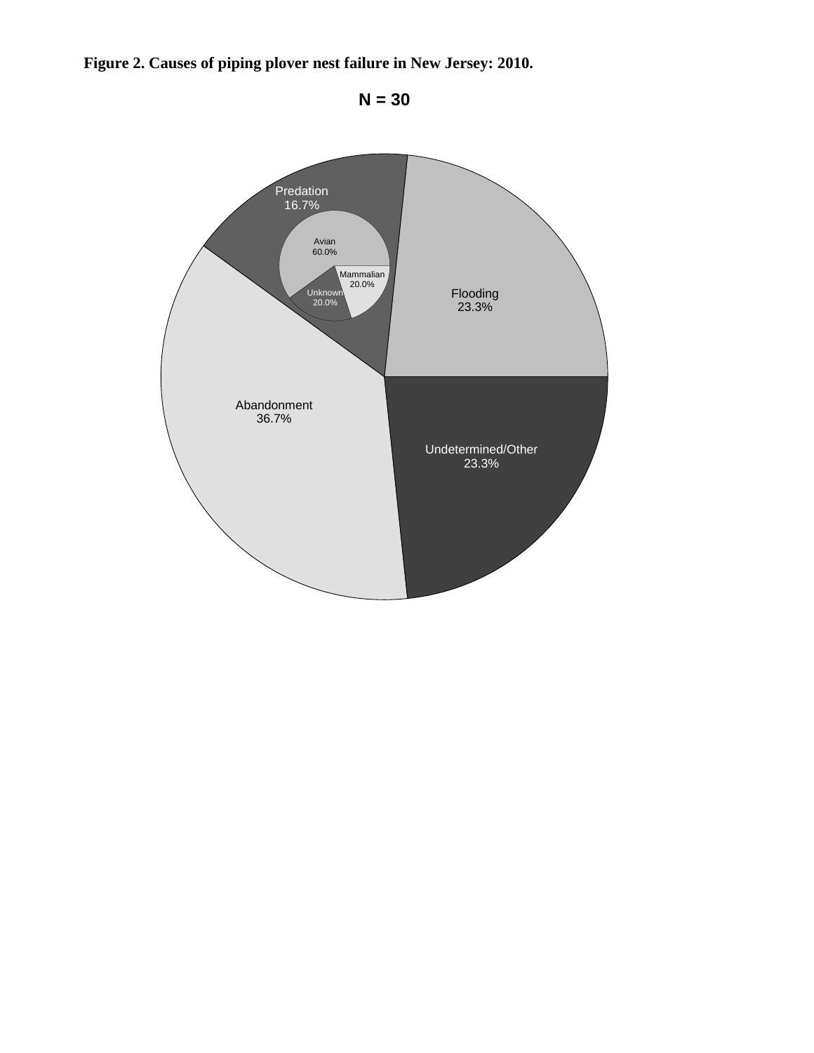**Figure 2. Causes of piping plover nest failure in New Jersey: 2010.**

N = 30

Predation
16.7%

Avian
60.0%

Mammalian
20.0%

Unknown
20.0%

Flooding
23.3%

Abandonment
36.7%

Undetermined/Other
23.3%